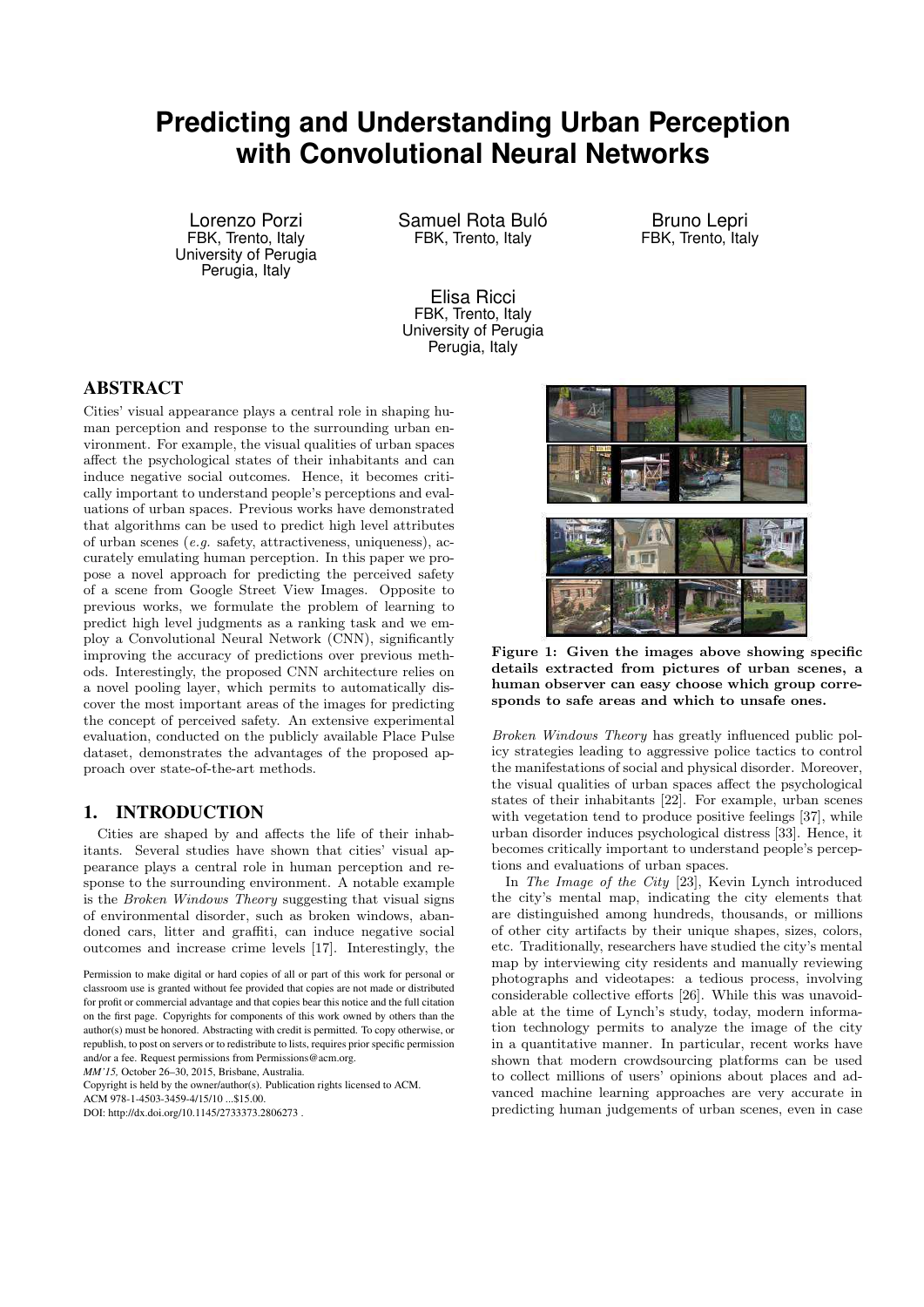# Predicting and Understanding Urban Perception with Convolutional Neural Networks

Lorenzo Porzi
FBK, Trento, Italy
University of Perugia
Perugia, Italy

Samuel Rota Buló
FBK, Trento, Italy

Bruno Lepri
FBK, Trento, Italy

Elisa Ricci
FBK, Trento, Italy
University of Perugia
Perugia, Italy

## ABSTRACT

Cities' visual appearance plays a central role in shaping human perception and response to the surrounding urban environment. For example, the visual qualities of urban spaces affect the psychological states of their inhabitants and can induce negative social outcomes. Hence, it becomes critically important to understand people's perceptions and evaluations of urban spaces. Previous works have demonstrated that algorithms can be used to predict high level attributes of urban scenes (*e.g.* safety, attractiveness, uniqueness), accurately emulating human perception. In this paper we propose a novel approach for predicting the perceived safety of a scene from Google Street View Images. Opposite to previous works, we formulate the problem of learning to predict high level judgments as a ranking task and we employ a Convolutional Neural Network (CNN), significantly improving the accuracy of predictions over previous methods. Interestingly, the proposed CNN architecture relies on a novel pooling layer, which permits to automatically discover the most important areas of the images for predicting the concept of perceived safety. An extensive experimental evaluation, conducted on the publicly available Place Pulse dataset, demonstrates the advantages of the proposed approach over state-of-the-art methods.

## 1. INTRODUCTION

Cities are shaped by and affects the life of their inhabitants. Several studies have shown that cities' visual appearance plays a central role in human perception and response to the surrounding environment. A notable example is the *Broken Windows Theory* suggesting that visual signs of environmental disorder, such as broken windows, abandoned cars, litter and graffiti, can induce negative social outcomes and increase crime levels [17]. Interestingly, the *Broken Windows Theory* has greatly influenced public policy strategies leading to aggressive police tactics to control the manifestations of social and physical disorder. Moreover, the visual qualities of urban spaces affect the psychological states of their inhabitants [22]. For example, urban scenes with vegetation tend to produce positive feelings [37], while urban disorder induces psychological distress [33]. Hence, it becomes critically important to understand people's perceptions and evaluations of urban spaces.

In *The Image of the City* [23], Kevin Lynch introduced the city's mental map, indicating the city elements that are distinguished among hundreds, thousands, or millions of other city artifacts by their unique shapes, sizes, colors, etc. Traditionally, researchers have studied the city's mental map by interviewing city residents and manually reviewing photographs and videotapes: a tedious process, involving considerable collective efforts [26]. While this was unavoidable at the time of Lynch's study, today, modern information technology permits to analyze the image of the city in a quantitative manner. In particular, recent works have shown that modern crowdsourcing platforms can be used to collect millions of users' opinions about places and advanced machine learning approaches are very accurate in predicting human judgements of urban scenes, even in case

Figure 1: Given the images above showing specific details extracted from pictures of urban scenes, a human observer can easy choose which group corresponds to safe areas and which to unsafe ones.

Permission to make digital or hard copies of all or part of this work for personal or classroom use is granted without fee provided that copies are not made or distributed for profit or commercial advantage and that copies bear this notice and the full citation on the first page. Copyrights for components of this work owned by others than the author(s) must be honored. Abstracting with credit is permitted. To copy otherwise, or republish, to post on servers or to redistribute to lists, requires prior specific permission and/or a fee. Request permissions from Permissions@acm.org.
*MM'15*, October 26–30, 2015, Brisbane, Australia.
Copyright is held by the owner/author(s). Publication rights licensed to ACM.
ACM 978-1-4503-3459-4/15/10 ...$15.00.
DOI: http://dx.doi.org/10.1145/2733373.2806273 .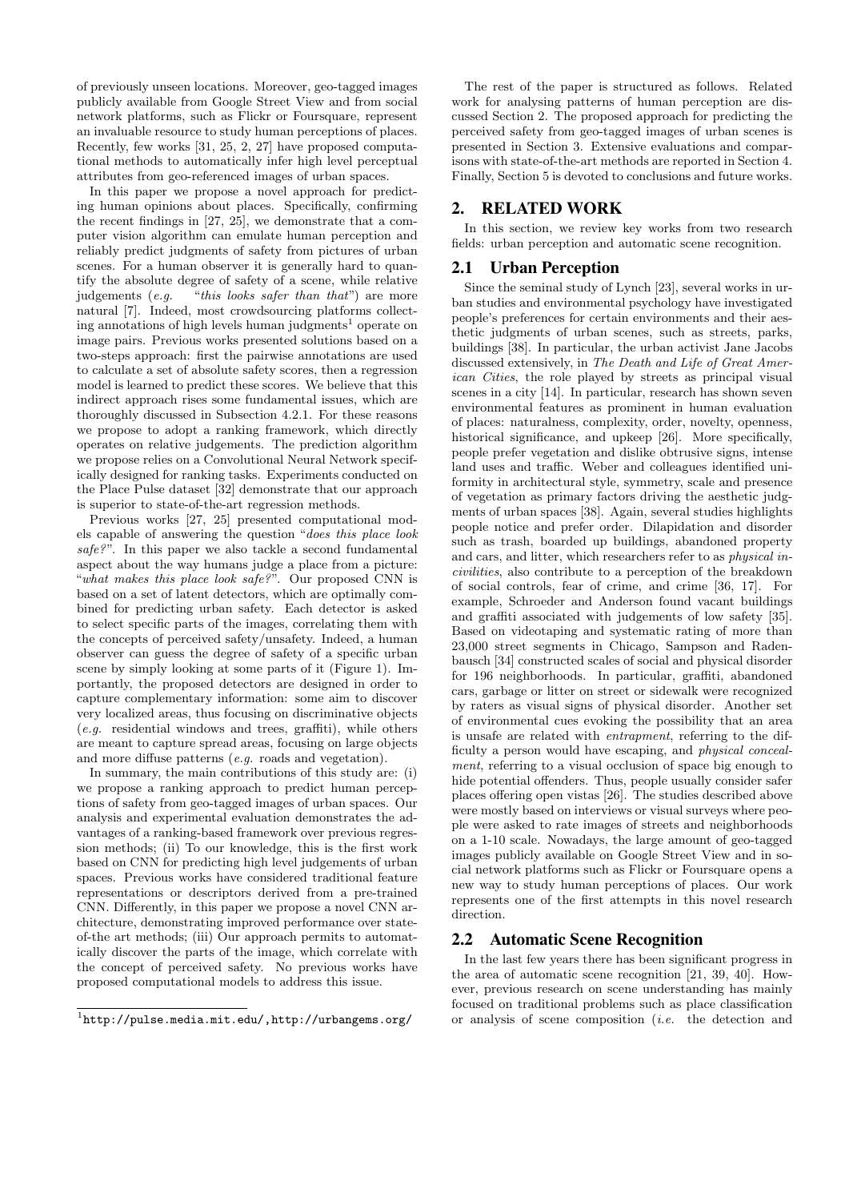of previously unseen locations. Moreover, geo-tagged images publicly available from Google Street View and from social network platforms, such as Flickr or Foursquare, represent an invaluable resource to study human perceptions of places. Recently, few works [31, 25, 2, 27] have proposed computational methods to automatically infer high level perceptual attributes from geo-referenced images of urban spaces.

In this paper we propose a novel approach for predicting human opinions about places. Specifically, confirming the recent findings in [27, 25], we demonstrate that a computer vision algorithm can emulate human perception and reliably predict judgments of safety from pictures of urban scenes. For a human observer it is generally hard to quantify the absolute degree of safety of a scene, while relative judgements (*e.g.* "*this looks safer than that*") are more natural [7]. Indeed, most crowdsourcing platforms collecting annotations of high levels human judgments[1] operate on image pairs. Previous works presented solutions based on a two-steps approach: first the pairwise annotations are used to calculate a set of absolute safety scores, then a regression model is learned to predict these scores. We believe that this indirect approach rises some fundamental issues, which are thoroughly discussed in Subsection 4.2.1. For these reasons we propose to adopt a ranking framework, which directly operates on relative judgements. The prediction algorithm we propose relies on a Convolutional Neural Network specifically designed for ranking tasks. Experiments conducted on the Place Pulse dataset [32] demonstrate that our approach is superior to state-of-the-art regression methods.

Previous works [27, 25] presented computational models capable of answering the question "*does this place look safe?*". In this paper we also tackle a second fundamental aspect about the way humans judge a place from a picture: "*what makes this place look safe?*". Our proposed CNN is based on a set of latent detectors, which are optimally combined for predicting urban safety. Each detector is asked to select specific parts of the images, correlating them with the concepts of perceived safety/unsafety. Indeed, a human observer can guess the degree of safety of a specific urban scene by simply looking at some parts of it (Figure 1). Importantly, the proposed detectors are designed in order to capture complementary information: some aim to discover very localized areas, thus focusing on discriminative objects (*e.g.* residential windows and trees, graffiti), while others are meant to capture spread areas, focusing on large objects and more diffuse patterns (*e.g.* roads and vegetation).

In summary, the main contributions of this study are: (i) we propose a ranking approach to predict human perceptions of safety from geo-tagged images of urban spaces. Our analysis and experimental evaluation demonstrates the advantages of a ranking-based framework over previous regression methods; (ii) To our knowledge, this is the first work based on CNN for predicting high level judgements of urban spaces. Previous works have considered traditional feature representations or descriptors derived from a pre-trained CNN. Differently, in this paper we propose a novel CNN architecture, demonstrating improved performance over state-of-the art methods; (iii) Our approach permits to automatically discover the parts of the image, which correlate with the concept of perceived safety. No previous works have proposed computational models to address this issue.

[1] http://pulse.media.mit.edu/, http://urbangems.org/

The rest of the paper is structured as follows. Related work for analysing patterns of human perception are discussed Section 2. The proposed approach for predicting the perceived safety from geo-tagged images of urban scenes is presented in Section 3. Extensive evaluations and comparisons with state-of-the-art methods are reported in Section 4. Finally, Section 5 is devoted to conclusions and future works.

## 2. RELATED WORK

In this section, we review key works from two research fields: urban perception and automatic scene recognition.

### 2.1 Urban Perception

Since the seminal study of Lynch [23], several works in urban studies and environmental psychology have investigated people's preferences for certain environments and their aesthetic judgments of urban scenes, such as streets, parks, buildings [38]. In particular, the urban activist Jane Jacobs discussed extensively, in *The Death and Life of Great American Cities*, the role played by streets as principal visual scenes in a city [14]. In particular, research has shown seven environmental features as prominent in human evaluation of places: naturalness, complexity, order, novelty, openness, historical significance, and upkeep [26]. More specifically, people prefer vegetation and dislike obtrusive signs, intense land uses and traffic. Weber and colleagues identified uniformity in architectural style, symmetry, scale and presence of vegetation as primary factors driving the aesthetic judgments of urban spaces [38]. Again, several studies highlights people notice and prefer order. Dilapidation and disorder such as trash, boarded up buildings, abandoned property and cars, and litter, which researchers refer to as *physical incivilities*, also contribute to a perception of the breakdown of social controls, fear of crime, and crime [36, 17]. For example, Schroeder and Anderson found vacant buildings and graffiti associated with judgements of low safety [35]. Based on videotaping and systematic rating of more than 23,000 street segments in Chicago, Sampson and Radenbausch [34] constructed scales of social and physical disorder for 196 neighborhoods. In particular, graffiti, abandoned cars, garbage or litter on street or sidewalk were recognized by raters as visual signs of physical disorder. Another set of environmental cues evoking the possibility that an area is unsafe are related with *entrapment*, referring to the difficulty a person would have escaping, and *physical concealment*, referring to a visual occlusion of space big enough to hide potential offenders. Thus, people usually consider safer places offering open vistas [26]. The studies described above were mostly based on interviews or visual surveys where people were asked to rate images of streets and neighborhoods on a 1-10 scale. Nowadays, the large amount of geo-tagged images publicly available on Google Street View and in social network platforms such as Flickr or Foursquare opens a new way to study human perceptions of places. Our work represents one of the first attempts in this novel research direction.

### 2.2 Automatic Scene Recognition

In the last few years there has been significant progress in the area of automatic scene recognition [21, 39, 40]. However, previous research on scene understanding has mainly focused on traditional problems such as place classification or analysis of scene composition (*i.e.* the detection and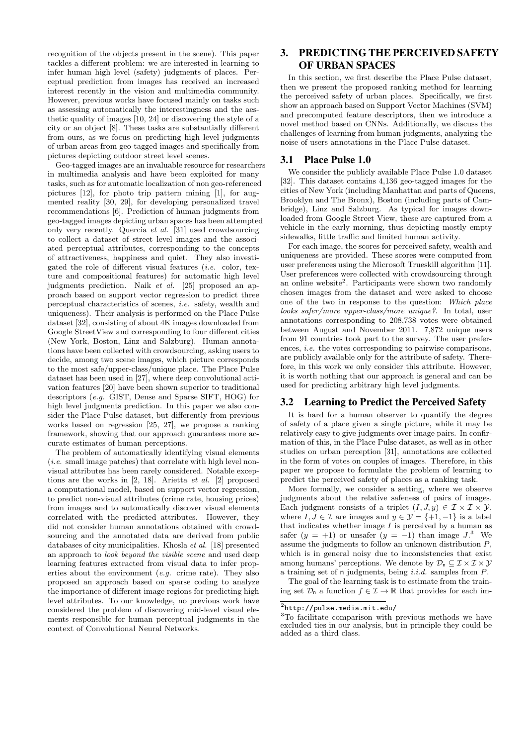recognition of the objects present in the scene). This paper tackles a different problem: we are interested in learning to infer human high level (safety) judgments of places. Perceptual prediction from images has received an increased interest recently in the vision and multimedia community. However, previous works have focused mainly on tasks such as assessing automatically the interestingness and the aesthetic quality of images [10, 24] or discovering the style of a city or an object [8]. These tasks are substantially different from ours, as we focus on predicting high level judgments of urban areas from geo-tagged images and specifically from pictures depicting outdoor street level scenes.

Geo-tagged images are an invaluable resource for researchers in multimedia analysis and have been exploited for many tasks, such as for automatic localization of non geo-referenced pictures [12], for photo trip pattern mining [1], for augmented reality [30, 29], for developing personalized travel recommendations [6]. Prediction of human judgments from geo-tagged images depicting urban spaces has been attempted only very recently. Quercia *et al.* [31] used crowdsourcing to collect a dataset of street level images and the associated perceptual attributes, corresponding to the concepts of attractiveness, happiness and quiet. They also investigated the role of different visual features (*i.e.* color, texture and compositional features) for automatic high level judgments prediction. Naik *et al.* [25] proposed an approach based on support vector regression to predict three perceptual characteristics of scenes, *i.e.* safety, wealth and uniqueness). Their analysis is performed on the Place Pulse dataset [32], consisting of about 4K images downloaded from Google StreetView and corresponding to four different cities (New York, Boston, Linz and Salzburg). Human annotations have been collected with crowdsourcing, asking users to decide, among two scene images, which picture corresponds to the most safe/upper-class/unique place. The Place Pulse dataset has been used in [27], where deep convolutional activation features [20] have been shown superior to traditional descriptors (*e.g.* GIST, Dense and Sparse SIFT, HOG) for high level judgments prediction. In this paper we also consider the Place Pulse dataset, but differently from previous works based on regression [25, 27], we propose a ranking framework, showing that our approach guarantees more accurate estimates of human perceptions.

The problem of automatically identifying visual elements (*i.e.* small image patches) that correlate with high level non-visual attributes has been rarely considered. Notable exceptions are the works in [2, 18]. Arietta *et al.* [2] proposed a computational model, based on support vector regression, to predict non-visual attributes (crime rate, housing prices) from images and to automatically discover visual elements correlated with the predicted attributes. However, they did not consider human annotations obtained with crowdsourcing and the annotated data are derived from public databases of city municipalities. Khosla *et al.* [18] presented an approach to *look beyond the visible scene* and used deep learning features extracted from visual data to infer properties about the environment (*e.g.* crime rate). They also proposed an approach based on sparse coding to analyze the importance of different image regions for predicting high level attributes. To our knowledge, no previous work have considered the problem of discovering mid-level visual elements responsible for human perceptual judgments in the context of Convolutional Neural Networks.

# 3. PREDICTING THE PERCEIVED SAFETY OF URBAN SPACES

In this section, we first describe the Place Pulse dataset, then we present the proposed ranking method for learning the perceived safety of urban places. Specifically, we first show an approach based on Support Vector Machines (SVM) and precomputed feature descriptors, then we introduce a novel method based on CNNs. Additionally, we discuss the challenges of learning from human judgments, analyzing the noise of users annotations in the Place Pulse dataset.

## 3.1 Place Pulse 1.0

We consider the publicly available Place Pulse 1.0 dataset [32]. This dataset contains 4,136 geo-tagged images for the cities of New York (including Manhattan and parts of Queens, Brooklyn and The Bronx), Boston (including parts of Cambridge), Linz and Salzburg. As typical for images downloaded from Google Street View, these are captured from a vehicle in the early morning, thus depicting mostly empty sidewalks, little traffic and limited human activity.

For each image, the scores for perceived safety, wealth and uniqueness are provided. These scores were computed from user preferences using the Microsoft Trueskill algorithm [11]. User preferences were collected with crowdsourcing through an online website[2]. Participants were shown two randomly chosen images from the dataset and were asked to choose one of the two in response to the question: *Which place looks safer/more upper-class/more unique?*. In total, user annotations corresponding to 208,738 votes were obtained between August and November 2011. 7,872 unique users from 91 countries took part to the survey. The user preferences, *i.e.* the votes corresponding to pairwise comparisons, are publicly available only for the attribute of safety. Therefore, in this work we only consider this attribute. However, it is worth nothing that our approach is general and can be used for predicting arbitrary high level judgments.

## 3.2 Learning to Predict the Perceived Safety

It is hard for a human observer to quantify the degree of safety of a place given a single picture, while it may be relatively easy to give judgments over image pairs. In confirmation of this, in the Place Pulse dataset, as well as in other studies on urban perception [31], annotations are collected in the form of votes on couples of images. Therefore, in this paper we propose to formulate the problem of learning to predict the perceived safety of places as a ranking task.

More formally, we consider a setting, where we observe judgments about the relative safeness of pairs of images. Each judgment consists of a triplet $(I, J, y) \in \mathcal{I} \times \mathcal{I} \times \mathcal{Y}$, where $I, J \in \mathcal{I}$ are images and $y \in \mathcal{Y} = \{+1, -1\}$ is a label that indicates whether image $I$ is perceived by a human as safer ($y = +1$) or unsafer ($y = -1$) than image $J$.[3] We assume the judgments to follow an unknown distribution $P$, which is in general noisy due to inconsistencies that exist among humans' perceptions. We denote by $\mathcal{D}_{\mathsf{n}} \subseteq \mathcal{I} \times \mathcal{I} \times \mathcal{Y}$ a training set of $\mathsf{n}$ judgments, being *i.i.d.* samples from $P$.

The goal of the learning task is to estimate from the training set $\mathcal{D}_{\mathsf{n}}$ a function $f \in \mathcal{I} \to \mathbb{R}$ that provides for each im-

[2] http://pulse.media.mit.edu/

[3] To facilitate comparison with previous methods we have excluded ties in our analysis, but in principle they could be added as a third class.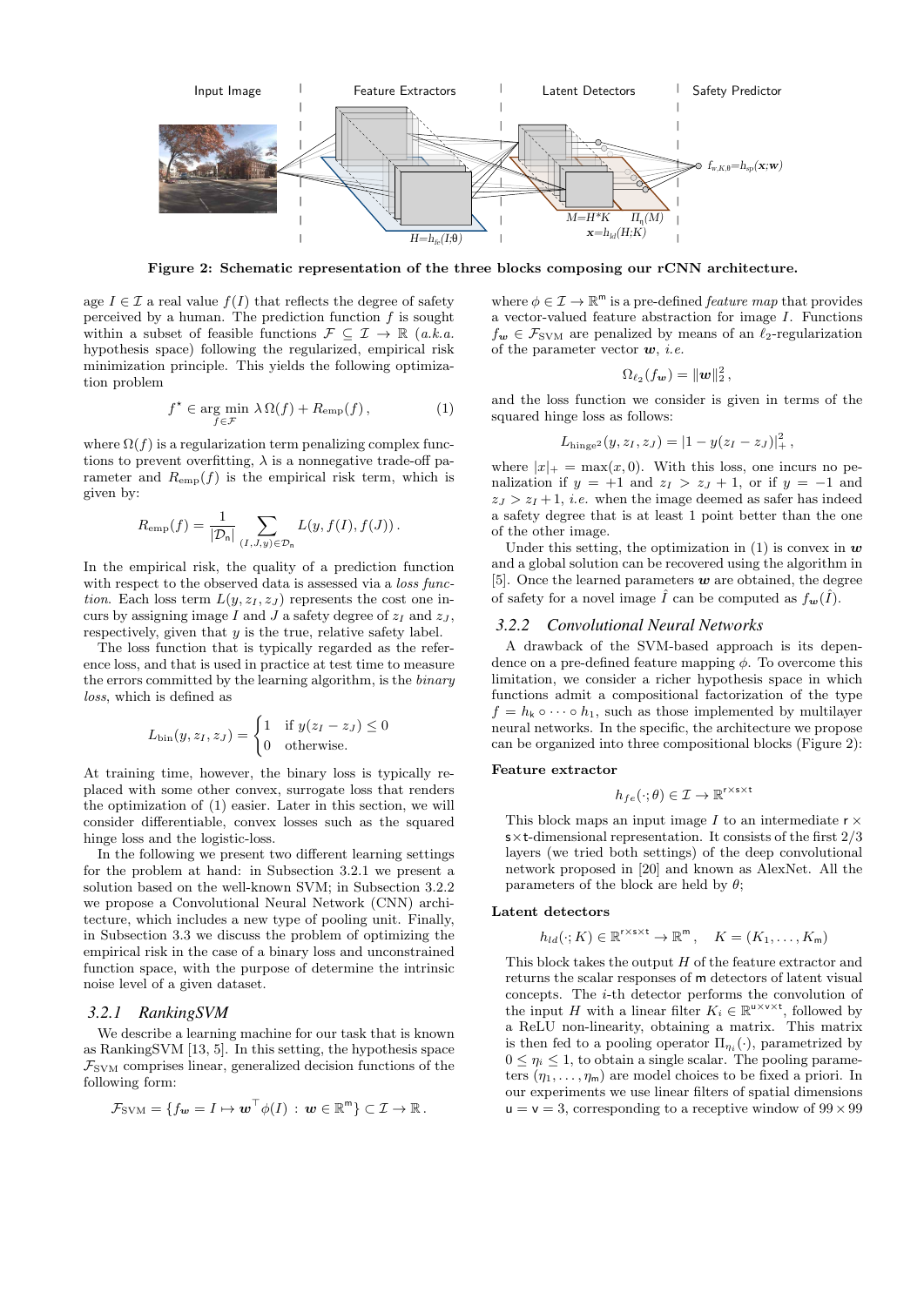Input Image | Feature Extractors | Latent Detectors | Safety Predictor

$H=h_{fe}(I;\theta)$ $M=H*K$ $\Pi_\eta(M)$ $\mathbf{x}=h_{ld}(H;K)$ $f_{w,K,\theta}=h_{sp}(\mathbf{x};\mathbf{w})$

**Figure 2: Schematic representation of the three blocks composing our rCNN architecture.**

age $I \in \mathcal{I}$ a real value $f(I)$ that reflects the degree of safety perceived by a human. The prediction function $f$ is sought within a subset of feasible functions $\mathcal{F} \subseteq \mathcal{I} \to \mathbb{R}$ (*a.k.a.* hypothesis space) following the regularized, empirical risk minimization principle. This yields the following optimization problem

$$f^\star \in \arg\min_{f \in \mathcal{F}} \lambda\,\Omega(f) + R_{\text{emp}}(f)\,, \tag{1}$$

where $\Omega(f)$ is a regularization term penalizing complex functions to prevent overfitting, $\lambda$ is a nonnegative trade-off parameter and $R_{\text{emp}}(f)$ is the empirical risk term, which is given by:

$$R_{\text{emp}}(f) = \frac{1}{|\mathcal{D}_\mathsf{n}|} \sum_{(I,J,y)\in\mathcal{D}_\mathsf{n}} L(y, f(I), f(J))\,.$$

In the empirical risk, the quality of a prediction function with respect to the observed data is assessed via a *loss function*. Each loss term $L(y, z_I, z_J)$ represents the cost one incurs by assigning image $I$ and $J$ a safety degree of $z_I$ and $z_J$, respectively, given that $y$ is the true, relative safety label.

The loss function that is typically regarded as the reference loss, and that is used in practice at test time to measure the errors committed by the learning algorithm, is the *binary loss*, which is defined as

$$L_{\text{bin}}(y, z_I, z_J) = \begin{cases} 1 & \text{if } y(z_I - z_J) \le 0 \\ 0 & \text{otherwise.} \end{cases}$$

At training time, however, the binary loss is typically replaced with some other convex, surrogate loss that renders the optimization of (1) easier. Later in this section, we will consider differentiable, convex losses such as the squared hinge loss and the logistic-loss.

In the following we present two different learning settings for the problem at hand: in Subsection 3.2.1 we present a solution based on the well-known SVM; in Subsection 3.2.2 we propose a Convolutional Neural Network (CNN) architecture, which includes a new type of pooling unit. Finally, in Subsection 3.3 we discuss the problem of optimizing the empirical risk in the case of a binary loss and unconstrained function space, with the purpose of determine the intrinsic noise level of a given dataset.

### 3.2.1 RankingSVM

We describe a learning machine for our task that is known as RankingSVM [13, 5]. In this setting, the hypothesis space $\mathcal{F}_{\text{SVM}}$ comprises linear, generalized decision functions of the following form:

$$\mathcal{F}_{\text{SVM}} = \{f_{\boldsymbol{w}} = I \mapsto \boldsymbol{w}^\top \phi(I) \,:\, \boldsymbol{w} \in \mathbb{R}^\mathsf{m}\} \subset \mathcal{I} \to \mathbb{R}\,.$$

where $\phi \in \mathcal{I} \to \mathbb{R}^\mathsf{m}$ is a pre-defined *feature map* that provides a vector-valued feature abstraction for image $I$. Functions $f_{\boldsymbol{w}} \in \mathcal{F}_{\text{SVM}}$ are penalized by means of an $\ell_2$-regularization of the parameter vector $\boldsymbol{w}$, *i.e.*

$$\Omega_{\ell_2}(f_{\boldsymbol{w}}) = \|\boldsymbol{w}\|_2^2\,,$$

and the loss function we consider is given in terms of the squared hinge loss as follows:

$$L_{\text{hinge}^2}(y, z_I, z_J) = |1 - y(z_I - z_J)|_+^2\,,$$

where $|x|_+ = \max(x, 0)$. With this loss, one incurs no penalization if $y = +1$ and $z_I > z_J + 1$, or if $y = -1$ and $z_J > z_I + 1$, *i.e.* when the image deemed as safer has indeed a safety degree that is at least 1 point better than the one of the other image.

Under this setting, the optimization in (1) is convex in $\boldsymbol{w}$ and a global solution can be recovered using the algorithm in [5]. Once the learned parameters $\boldsymbol{w}$ are obtained, the degree of safety for a novel image $\hat{I}$ can be computed as $f_{\boldsymbol{w}}(\hat{I})$.

### 3.2.2 Convolutional Neural Networks

A drawback of the SVM-based approach is its dependence on a pre-defined feature mapping $\phi$. To overcome this limitation, we consider a richer hypothesis space in which functions admit a compositional factorization of the type $f = h_\mathsf{k} \circ \cdots \circ h_1$, such as those implemented by multilayer neural networks. In the specific, the architecture we propose can be organized into three compositional blocks (Figure 2):

**Feature extractor**

$$h_{fe}(\cdot;\theta) \in \mathcal{I} \to \mathbb{R}^{\mathsf{r}\times\mathsf{s}\times\mathsf{t}}$$

This block maps an input image $I$ to an intermediate $\mathsf{r} \times \mathsf{s} \times \mathsf{t}$-dimensional representation. It consists of the first 2/3 layers (we tried both settings) of the deep convolutional network proposed in [20] and known as AlexNet. All the parameters of the block are held by $\theta$;

**Latent detectors**

$$h_{ld}(\cdot;K) \in \mathbb{R}^{\mathsf{r}\times\mathsf{s}\times\mathsf{t}} \to \mathbb{R}^\mathsf{m}\,, \quad K = (K_1, \dots, K_\mathsf{m})$$

This block takes the output $H$ of the feature extractor and returns the scalar responses of $\mathsf{m}$ detectors of latent visual concepts. The $i$-th detector performs the convolution of the input $H$ with a linear filter $K_i \in \mathbb{R}^{\mathsf{u}\times\mathsf{v}\times\mathsf{t}}$, followed by a ReLU non-linearity, obtaining a matrix. This matrix is then fed to a pooling operator $\Pi_{\eta_i}(\cdot)$, parametrized by $0 \le \eta_i \le 1$, to obtain a single scalar. The pooling parameters $(\eta_1, \dots, \eta_\mathsf{m})$ are model choices to be fixed a priori. In our experiments we use linear filters of spatial dimensions $\mathsf{u} = \mathsf{v} = 3$, corresponding to a receptive window of $99 \times 99$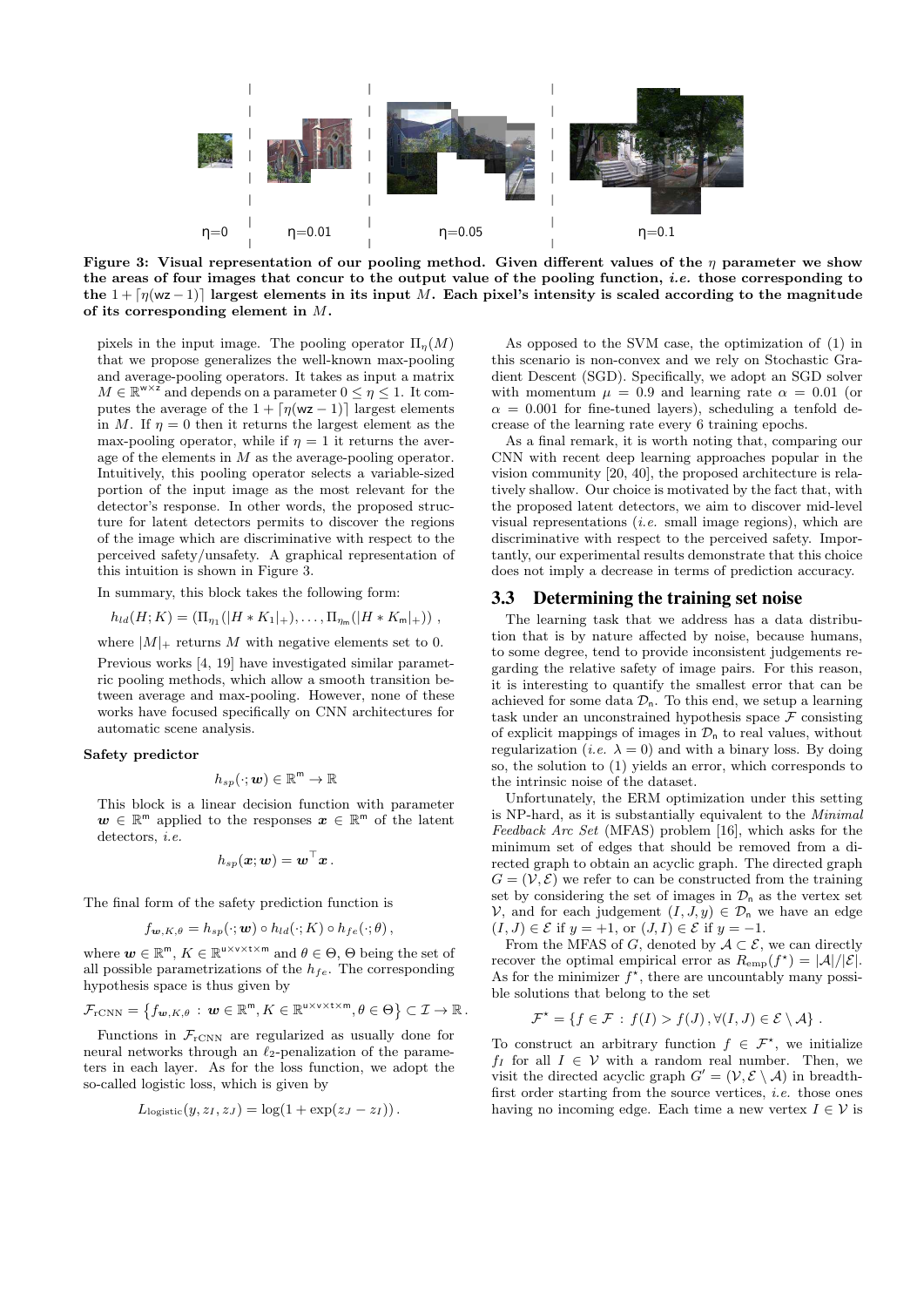η=0 η=0.01 η=0.05 η=0.1

**Figure 3: Visual representation of our pooling method. Given different values of the $\eta$ parameter we show the areas of four images that concur to the output value of the pooling function, *i.e.* those corresponding to the $1 + \lceil \eta(\mathsf{wz} - 1) \rceil$ largest elements in its input $M$. Each pixel's intensity is scaled according to the magnitude of its corresponding element in $M$.**

pixels in the input image. The pooling operator $\Pi_\eta(M)$ that we propose generalizes the well-known max-pooling and average-pooling operators. It takes as input a matrix $M \in \mathbb{R}^{\mathsf{w} \times \mathsf{z}}$ and depends on a parameter $0 \leq \eta \leq 1$. It computes the average of the $1 + \lceil \eta(\mathsf{wz} - 1) \rceil$ largest elements in $M$. If $\eta = 0$ then it returns the largest element as the max-pooling operator, while if $\eta = 1$ it returns the average of the elements in $M$ as the average-pooling operator. Intuitively, this pooling operator selects a variable-sized portion of the input image as the most relevant for the detector's response. In other words, the proposed structure for latent detectors permits to discover the regions of the image which are discriminative with respect to the perceived safety/unsafety. A graphical representation of this intuition is shown in Figure 3.

In summary, this block takes the following form:

$$h_{ld}(H; K) = (\Pi_{\eta_1}(|H * K_1|_+), \ldots, \Pi_{\eta_\mathsf{m}}(|H * K_\mathsf{m}|_+)) ,$$

where $|M|_+$ returns $M$ with negative elements set to 0.

Previous works [4, 19] have investigated similar parametric pooling methods, which allow a smooth transition between average and max-pooling. However, none of these works have focused specifically on CNN architectures for automatic scene analysis.

**Safety predictor**

$$h_{sp}(\cdot; \boldsymbol{w}) \in \mathbb{R}^\mathsf{m} \to \mathbb{R}$$

This block is a linear decision function with parameter $\boldsymbol{w} \in \mathbb{R}^\mathsf{m}$ applied to the responses $\boldsymbol{x} \in \mathbb{R}^\mathsf{m}$ of the latent detectors, *i.e.*

$$h_{sp}(\boldsymbol{x}; \boldsymbol{w}) = \boldsymbol{w}^\top \boldsymbol{x} .$$

The final form of the safety prediction function is

$$f_{\boldsymbol{w},K,\theta} = h_{sp}(\cdot; \boldsymbol{w}) \circ h_{ld}(\cdot; K) \circ h_{fe}(\cdot; \theta) ,$$

where $\boldsymbol{w} \in \mathbb{R}^\mathsf{m}$, $K \in \mathbb{R}^{\mathsf{u} \times \mathsf{v} \times \mathsf{t} \times \mathsf{m}}$ and $\theta \in \Theta$, $\Theta$ being the set of all possible parametrizations of the $h_{fe}$. The corresponding hypothesis space is thus given by

$$\mathcal{F}_{\text{rCNN}} = \left\{ f_{\boldsymbol{w},K,\theta} : \boldsymbol{w} \in \mathbb{R}^\mathsf{m}, K \in \mathbb{R}^{\mathsf{u} \times \mathsf{v} \times \mathsf{t} \times \mathsf{m}}, \theta \in \Theta \right\} \subset \mathcal{I} \to \mathbb{R} .$$

Functions in $\mathcal{F}_{\text{rCNN}}$ are regularized as usually done for neural networks through an $\ell_2$-penalization of the parameters in each layer. As for the loss function, we adopt the so-called logistic loss, which is given by

$$L_{\text{logistic}}(y, z_I, z_J) = \log(1 + \exp(z_J - z_I)) .$$

As opposed to the SVM case, the optimization of (1) in this scenario is non-convex and we rely on Stochastic Gradient Descent (SGD). Specifically, we adopt an SGD solver with momentum $\mu = 0.9$ and learning rate $\alpha = 0.01$ (or $\alpha = 0.001$ for fine-tuned layers), scheduling a tenfold decrease of the learning rate every 6 training epochs.

As a final remark, it is worth noting that, comparing our CNN with recent deep learning approaches popular in the vision community [20, 40], the proposed architecture is relatively shallow. Our choice is motivated by the fact that, with the proposed latent detectors, we aim to discover mid-level visual representations (*i.e.* small image regions), which are discriminative with respect to the perceived safety. Importantly, our experimental results demonstrate that this choice does not imply a decrease in terms of prediction accuracy.

## 3.3 Determining the training set noise

The learning task that we address has a data distribution that is by nature affected by noise, because humans, to some degree, tend to provide inconsistent judgements regarding the relative safety of image pairs. For this reason, it is interesting to quantify the smallest error that can be achieved for some data $\mathcal{D}_\mathsf{n}$. To this end, we setup a learning task under an unconstrained hypothesis space $\mathcal{F}$ consisting of explicit mappings of images in $\mathcal{D}_\mathsf{n}$ to real values, without regularization (*i.e.* $\lambda = 0$) and with a binary loss. By doing so, the solution to (1) yields an error, which corresponds to the intrinsic noise of the dataset.

Unfortunately, the ERM optimization under this setting is NP-hard, as it is substantially equivalent to the *Minimal Feedback Arc Set* (MFAS) problem [16], which asks for the minimum set of edges that should be removed from a directed graph to obtain an acyclic graph. The directed graph $G = (\mathcal{V}, \mathcal{E})$ we refer to can be constructed from the training set by considering the set of images in $\mathcal{D}_\mathsf{n}$ as the vertex set $\mathcal{V}$, and for each judgement $(I, J, y) \in \mathcal{D}_\mathsf{n}$ we have an edge $(I, J) \in \mathcal{E}$ if $y = +1$, or $(J, I) \in \mathcal{E}$ if $y = -1$.

From the MFAS of $G$, denoted by $\mathcal{A} \subset \mathcal{E}$, we can directly recover the optimal empirical error as $R_{\text{emp}}(f^\star) = |\mathcal{A}|/|\mathcal{E}|$. As for the minimizer $f^\star$, there are uncountably many possible solutions that belong to the set

$$\mathcal{F}^\star = \{ f \in \mathcal{F} : f(I) > f(J), \forall (I, J) \in \mathcal{E} \setminus \mathcal{A} \} .$$

To construct an arbitrary function $f \in \mathcal{F}^\star$, we initialize $f_I$ for all $I \in \mathcal{V}$ with a random real number. Then, we visit the directed acyclic graph $G' = (\mathcal{V}, \mathcal{E} \setminus \mathcal{A})$ in breadth-first order starting from the source vertices, *i.e.* those ones having no incoming edge. Each time a new vertex $I \in \mathcal{V}$ is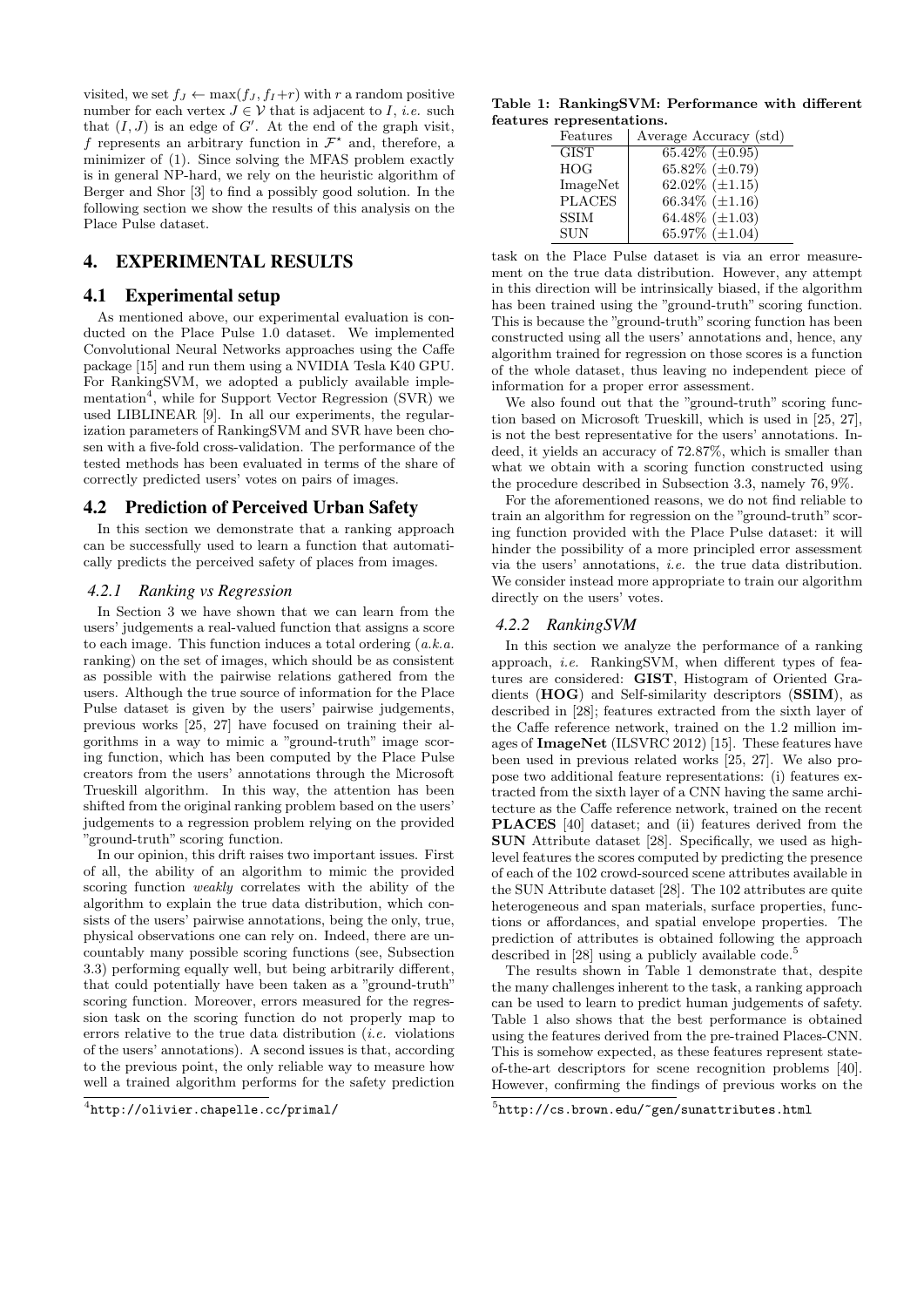visited, we set $f_J \leftarrow \max(f_J, f_I + r)$ with $r$ a random positive number for each vertex $J \in \mathcal{V}$ that is adjacent to $I$, *i.e.* such that $(I, J)$ is an edge of $G'$. At the end of the graph visit, $f$ represents an arbitrary function in $\mathcal{F}^\star$ and, therefore, a minimizer of (1). Since solving the MFAS problem exactly is in general NP-hard, we rely on the heuristic algorithm of Berger and Shor [3] to find a possibly good solution. In the following section we show the results of this analysis on the Place Pulse dataset.

# 4. EXPERIMENTAL RESULTS

## 4.1 Experimental setup

As mentioned above, our experimental evaluation is conducted on the Place Pulse 1.0 dataset. We implemented Convolutional Neural Networks approaches using the Caffe package [15] and run them using a NVIDIA Tesla K40 GPU. For RankingSVM, we adopted a publicly available implementation[4], while for Support Vector Regression (SVR) we used LIBLINEAR [9]. In all our experiments, the regularization parameters of RankingSVM and SVR have been chosen with a five-fold cross-validation. The performance of the tested methods has been evaluated in terms of the share of correctly predicted users' votes on pairs of images.

## 4.2 Prediction of Perceived Urban Safety

In this section we demonstrate that a ranking approach can be successfully used to learn a function that automatically predicts the perceived safety of places from images.

### 4.2.1 Ranking vs Regression

In Section 3 we have shown that we can learn from the users' judgements a real-valued function that assigns a score to each image. This function induces a total ordering (*a.k.a.* ranking) on the set of images, which should be as consistent as possible with the pairwise relations gathered from the users. Although the true source of information for the Place Pulse dataset is given by the users' pairwise judgements, previous works [25, 27] have focused on training their algorithms in a way to mimic a "ground-truth" image scoring function, which has been computed by the Place Pulse creators from the users' annotations through the Microsoft Trueskill algorithm. In this way, the attention has been shifted from the original ranking problem based on the users' judgements to a regression problem relying on the provided "ground-truth" scoring function.

In our opinion, this drift raises two important issues. First of all, the ability of an algorithm to mimic the provided scoring function *weakly* correlates with the ability of the algorithm to explain the true data distribution, which consists of the users' pairwise annotations, being the only, true, physical observations one can rely on. Indeed, there are uncountably many possible scoring functions (see, Subsection 3.3) performing equally well, but being arbitrarily different, that could potentially have been taken as a "ground-truth" scoring function. Moreover, errors measured for the regression task on the scoring function do not properly map to errors relative to the true data distribution (*i.e.* violations of the users' annotations). A second issues is that, according to the previous point, the only reliable way to measure how well a trained algorithm performs for the safety prediction task on the Place Pulse dataset is via an error measurement on the true data distribution. However, any attempt in this direction will be intrinsically biased, if the algorithm has been trained using the "ground-truth" scoring function. This is because the "ground-truth" scoring function has been constructed using all the users' annotations and, hence, any algorithm trained for regression on those scores is a function of the whole dataset, thus leaving no independent piece of information for a proper error assessment.

We also found out that the "ground-truth" scoring function based on Microsoft Trueskill, which is used in [25, 27], is not the best representative for the users' annotations. Indeed, it yields an accuracy of 72.87%, which is smaller than what we obtain with a scoring function constructed using the procedure described in Subsection 3.3, namely 76,9%.

For the aforementioned reasons, we do not find reliable to train an algorithm for regression on the "ground-truth" scoring function provided with the Place Pulse dataset: it will hinder the possibility of a more principled error assessment via the users' annotations, *i.e.* the true data distribution. We consider instead more appropriate to train our algorithm directly on the users' votes.

### 4.2.2 RankingSVM

**Table 1: RankingSVM: Performance with different features representations.**

| Features | Average Accuracy (std) |
|---|---|
| GIST | 65.42% (±0.95) |
| HOG | 65.82% (±0.79) |
| ImageNet | 62.02% (±1.15) |
| PLACES | 66.34% (±1.16) |
| SSIM | 64.48% (±1.03) |
| SUN | 65.97% (±1.04) |

In this section we analyze the performance of a ranking approach, *i.e.* RankingSVM, when different types of features are considered: **GIST**, Histogram of Oriented Gradients (**HOG**) and Self-similarity descriptors (**SSIM**), as described in [28]; features extracted from the sixth layer of the Caffe reference network, trained on the 1.2 million images of **ImageNet** (ILSVRC 2012) [15]. These features have been used in previous related works [25, 27]. We also propose two additional feature representations: (i) features extracted from the sixth layer of a CNN having the same architecture as the Caffe reference network, trained on the recent **PLACES** [40] dataset; and (ii) features derived from the **SUN** Attribute dataset [28]. Specifically, we used as high-level features the scores computed by predicting the presence of each of the 102 crowd-sourced scene attributes available in the SUN Attribute dataset [28]. The 102 attributes are quite heterogeneous and span materials, surface properties, functions or affordances, and spatial envelope properties. The prediction of attributes is obtained following the approach described in [28] using a publicly available code.[5]

The results shown in Table 1 demonstrate that, despite the many challenges inherent to the task, a ranking approach can be used to learn to predict human judgements of safety. Table 1 also shows that the best performance is obtained using the features derived from the pre-trained Places-CNN. This is somehow expected, as these features represent state-of-the-art descriptors for scene recognition problems [40]. However, confirming the findings of previous works on the

[4] http://olivier.chapelle.cc/primal/

[5] http://cs.brown.edu/~gen/sunattributes.html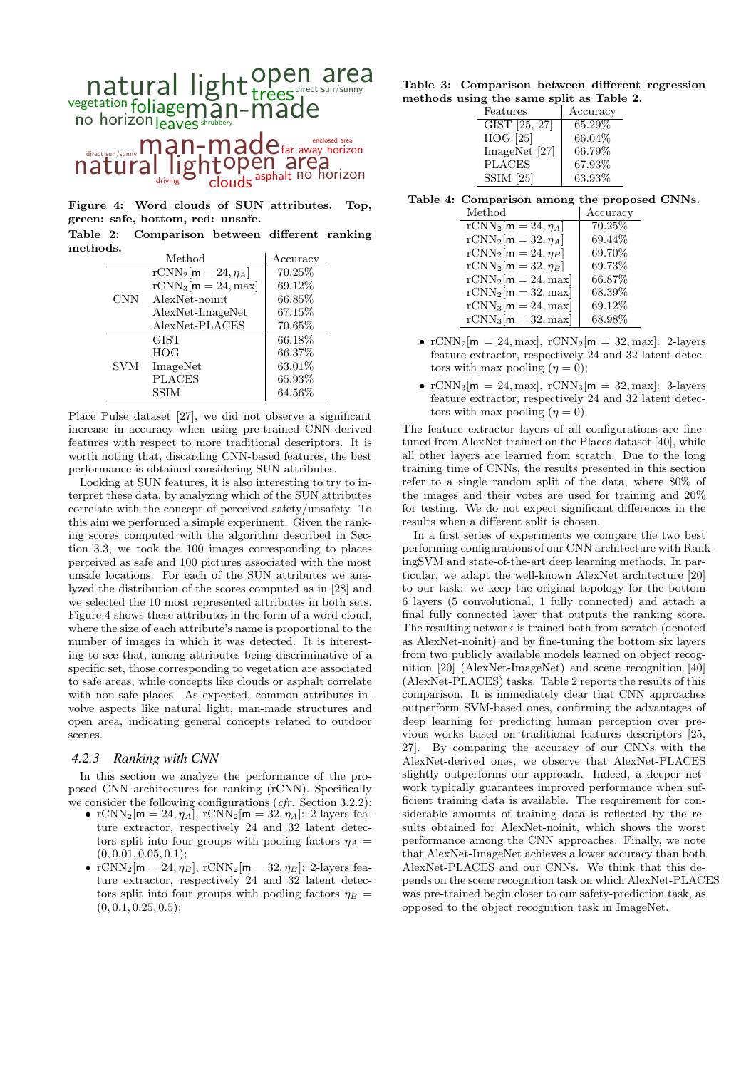Figure 4: Word clouds of SUN attributes. Top, green: safe, bottom, red: unsafe.

Table 2: Comparison between different ranking methods.

| | Method | Accuracy |
|---|---|---|
| CNN | $\mathrm{rCNN}_2[\mathsf{m} = 24, \eta_A]$ | 70.25% |
| | $\mathrm{rCNN}_3[\mathsf{m} = 24, \max]$ | 69.12% |
| | AlexNet-noinit | 66.85% |
| | AlexNet-ImageNet | 67.15% |
| | AlexNet-PLACES | 70.65% |
| SVM | GIST | 66.18% |
| | HOG | 66.37% |
| | ImageNet | 63.01% |
| | PLACES | 65.93% |
| | SSIM | 64.56% |

Place Pulse dataset [27], we did not observe a significant increase in accuracy when using pre-trained CNN-derived features with respect to more traditional descriptors. It is worth noting that, discarding CNN-based features, the best performance is obtained considering SUN attributes.

Looking at SUN features, it is also interesting to try to interpret these data, by analyzing which of the SUN attributes correlate with the concept of perceived safety/unsafety. To this aim we performed a simple experiment. Given the ranking scores computed with the algorithm described in Section 3.3, we took the 100 images corresponding to places perceived as safe and 100 pictures associated with the most unsafe locations. For each of the SUN attributes we analyzed the distribution of the scores computed as in [28] and we selected the 10 most represented attributes in both sets. Figure 4 shows these attributes in the form of a word cloud, where the size of each attribute's name is proportional to the number of images in which it was detected. It is interesting to see that, among attributes being discriminative of a specific set, those corresponding to vegetation are associated to safe areas, while concepts like clouds or asphalt correlate with non-safe places. As expected, common attributes involve aspects like natural light, man-made structures and open area, indicating general concepts related to outdoor scenes.

### 4.2.3 Ranking with CNN

In this section we analyze the performance of the proposed CNN architectures for ranking (rCNN). Specifically we consider the following configurations (*cfr.* Section 3.2.2):

- $\mathrm{rCNN}_2[\mathsf{m} = 24, \eta_A]$, $\mathrm{rCNN}_2[\mathsf{m} = 32, \eta_A]$: 2-layers feature extractor, respectively 24 and 32 latent detectors split into four groups with pooling factors $\eta_A = (0, 0.01, 0.05, 0.1)$;
- $\mathrm{rCNN}_2[\mathsf{m} = 24, \eta_B]$, $\mathrm{rCNN}_2[\mathsf{m} = 32, \eta_B]$: 2-layers feature extractor, respectively 24 and 32 latent detectors split into four groups with pooling factors $\eta_B = (0, 0.1, 0.25, 0.5)$;
- $\mathrm{rCNN}_2[\mathsf{m} = 24, \max]$, $\mathrm{rCNN}_2[\mathsf{m} = 32, \max]$: 2-layers feature extractor, respectively 24 and 32 latent detectors with max pooling ($\eta = 0$);
- $\mathrm{rCNN}_3[\mathsf{m} = 24, \max]$, $\mathrm{rCNN}_3[\mathsf{m} = 32, \max]$: 3-layers feature extractor, respectively 24 and 32 latent detectors with max pooling ($\eta = 0$).

Table 3: Comparison between different regression methods using the same split as Table 2.

| Features | Accuracy |
|---|---|
| GIST [25, 27] | 65.29% |
| HOG [25] | 66.04% |
| ImageNet [27] | 66.79% |
| PLACES | 67.93% |
| SSIM [25] | 63.93% |

Table 4: Comparison among the proposed CNNs.

| Method | Accuracy |
|---|---|
| $\mathrm{rCNN}_2[\mathsf{m} = 24, \eta_A]$ | 70.25% |
| $\mathrm{rCNN}_2[\mathsf{m} = 32, \eta_A]$ | 69.44% |
| $\mathrm{rCNN}_2[\mathsf{m} = 24, \eta_B]$ | 69.70% |
| $\mathrm{rCNN}_2[\mathsf{m} = 32, \eta_B]$ | 69.73% |
| $\mathrm{rCNN}_2[\mathsf{m} = 24, \max]$ | 66.87% |
| $\mathrm{rCNN}_2[\mathsf{m} = 32, \max]$ | 68.39% |
| $\mathrm{rCNN}_3[\mathsf{m} = 24, \max]$ | 69.12% |
| $\mathrm{rCNN}_3[\mathsf{m} = 32, \max]$ | 68.98% |

The feature extractor layers of all configurations are fine-tuned from AlexNet trained on the Places dataset [40], while all other layers are learned from scratch. Due to the long training time of CNNs, the results presented in this section refer to a single random split of the data, where 80% of the images and their votes are used for training and 20% for testing. We do not expect significant differences in the results when a different split is chosen.

In a first series of experiments we compare the two best performing configurations of our CNN architecture with RankingSVM and state-of-the-art deep learning methods. In particular, we adapt the well-known AlexNet architecture [20] to our task: we keep the original topology for the bottom 6 layers (5 convolutional, 1 fully connected) and attach a final fully connected layer that outputs the ranking score. The resulting network is trained both from scratch (denoted as AlexNet-noinit) and by fine-tuning the bottom six layers from two publicly available models learned on object recognition [20] (AlexNet-ImageNet) and scene recognition [40] (AlexNet-PLACES) tasks. Table 2 reports the results of this comparison. It is immediately clear that CNN approaches outperform SVM-based ones, confirming the advantages of deep learning for predicting human perception over previous works based on traditional features descriptors [25, 27]. By comparing the accuracy of our CNNs with the AlexNet-derived ones, we observe that AlexNet-PLACES slightly outperforms our approach. Indeed, a deeper network typically guarantees improved performance when sufficient training data is available. The requirement for considerable amounts of training data is reflected by the results obtained for AlexNet-noinit, which shows the worst performance among the CNN approaches. Finally, we note that AlexNet-ImageNet achieves a lower accuracy than both AlexNet-PLACES and our CNNs. We think that this depends on the scene recognition task on which AlexNet-PLACES was pre-trained begin closer to our safety-prediction task, as opposed to the object recognition task in ImageNet.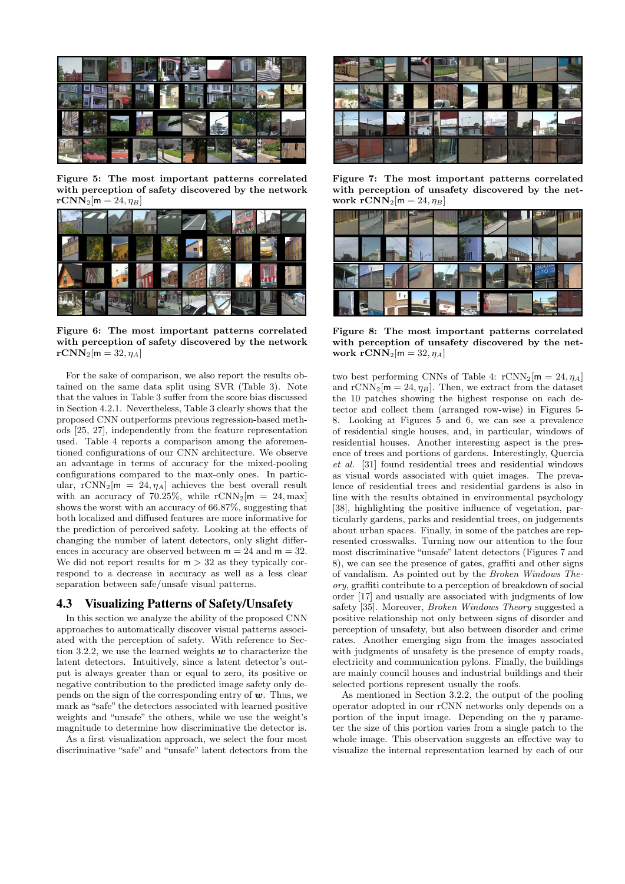Figure 5: The most important patterns correlated with perception of safety discovered by the network $\mathbf{rCNN}_2[\mathsf{m} = 24, \eta_B]$

Figure 6: The most important patterns correlated with perception of safety discovered by the network $\mathbf{rCNN}_2[\mathsf{m} = 32, \eta_A]$

For the sake of comparison, we also report the results obtained on the same data split using SVR (Table 3). Note that the values in Table 3 suffer from the score bias discussed in Section 4.2.1. Nevertheless, Table 3 clearly shows that the proposed CNN outperforms previous regression-based methods [25, 27], independently from the feature representation used. Table 4 reports a comparison among the aforementioned configurations of our CNN architecture. We observe an advantage in terms of accuracy for the mixed-pooling configurations compared to the max-only ones. In particular, $\text{rCNN}_2[\mathsf{m} = 24, \eta_A]$ achieves the best overall result with an accuracy of 70.25%, while $\text{rCNN}_2[\mathsf{m} = 24, \max]$ shows the worst with an accuracy of 66.87%, suggesting that both localized and diffused features are more informative for the prediction of perceived safety. Looking at the effects of changing the number of latent detectors, only slight differences in accuracy are observed between $\mathsf{m} = 24$ and $\mathsf{m} = 32$. We did not report results for $\mathsf{m} > 32$ as they typically correspond to a decrease in accuracy as well as a less clear separation between safe/unsafe visual patterns.

## 4.3 Visualizing Patterns of Safety/Unsafety

In this section we analyze the ability of the proposed CNN approaches to automatically discover visual patterns associated with the perception of safety. With reference to Section 3.2.2, we use the learned weights $\boldsymbol{w}$ to characterize the latent detectors. Intuitively, since a latent detector's output is always greater than or equal to zero, its positive or negative contribution to the predicted image safety only depends on the sign of the corresponding entry of $\boldsymbol{w}$. Thus, we mark as "safe" the detectors associated with learned positive weights and "unsafe" the others, while we use the weight's magnitude to determine how discriminative the detector is.

As a first visualization approach, we select the four most discriminative "safe" and "unsafe" latent detectors from the two best performing CNNs of Table 4: $\text{rCNN}_2[\mathsf{m} = 24, \eta_A]$ and $\text{rCNN}_2[\mathsf{m} = 24, \eta_B]$. Then, we extract from the dataset the 10 patches showing the highest response on each detector and collect them (arranged row-wise) in Figures 5-8. Looking at Figures 5 and 6, we can see a prevalence of residential single houses, and, in particular, windows of residential houses. Another interesting aspect is the presence of trees and portions of gardens. Interestingly, Quercia *et al.* [31] found residential trees and residential windows as visual words associated with quiet images. The prevalence of residential trees and residential gardens is also in line with the results obtained in environmental psychology [38], highlighting the positive influence of vegetation, particularly gardens, parks and residential trees, on judgements about urban spaces. Finally, in some of the patches are represented crosswalks. Turning now our attention to the four most discriminative "unsafe" latent detectors (Figures 7 and 8), we can see the presence of gates, graffiti and other signs of vandalism. As pointed out by the *Broken Windows Theory*, graffiti contribute to a perception of breakdown of social order [17] and usually are associated with judgments of low safety [35]. Moreover, *Broken Windows Theory* suggested a positive relationship not only between signs of disorder and perception of unsafety, but also between disorder and crime rates. Another emerging sign from the images associated with judgments of unsafety is the presence of empty roads, electricity and communication pylons. Finally, the buildings are mainly council houses and industrial buildings and their selected portions represent usually the roofs.

Figure 7: The most important patterns correlated with perception of unsafety discovered by the network $\mathbf{rCNN}_2[\mathsf{m} = 24, \eta_B]$

Figure 8: The most important patterns correlated with perception of unsafety discovered by the network $\mathbf{rCNN}_2[\mathsf{m} = 32, \eta_A]$

As mentioned in Section 3.2.2, the output of the pooling operator adopted in our rCNN networks only depends on a portion of the input image. Depending on the $\eta$ parameter the size of this portion varies from a single patch to the whole image. This observation suggests an effective way to visualize the internal representation learned by each of our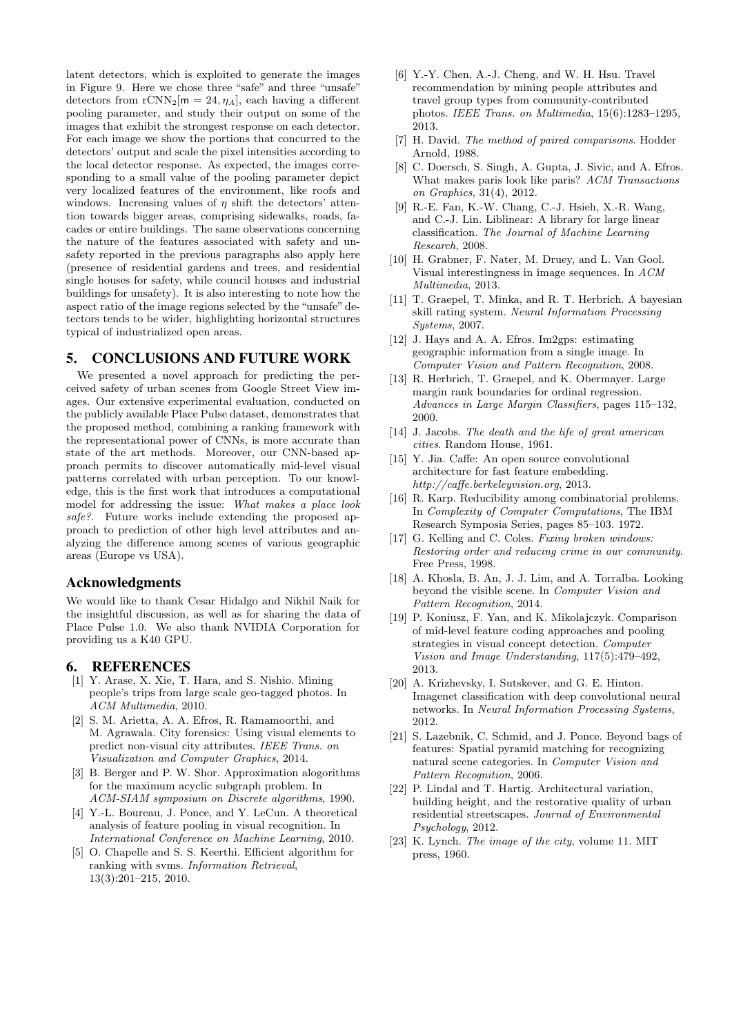latent detectors, which is exploited to generate the images in Figure 9. Here we chose three "safe" and three "unsafe" detectors from $\text{rCNN}_2[\mathsf{m} = 24, \eta_A]$, each having a different pooling parameter, and study their output on some of the images that exhibit the strongest response on each detector. For each image we show the portions that concurred to the detectors' output and scale the pixel intensities according to the local detector response. As expected, the images corresponding to a small value of the pooling parameter depict very localized features of the environment, like roofs and windows. Increasing values of $\eta$ shift the detectors' attention towards bigger areas, comprising sidewalks, roads, facades or entire buildings. The same observations concerning the nature of the features associated with safety and unsafety reported in the previous paragraphs also apply here (presence of residential gardens and trees, and residential single houses for safety, while council houses and industrial buildings for unsafety). It is also interesting to note how the aspect ratio of the image regions selected by the "unsafe" detectors tends to be wider, highlighting horizontal structures typical of industrialized open areas.

## 5. CONCLUSIONS AND FUTURE WORK

We presented a novel approach for predicting the perceived safety of urban scenes from Google Street View images. Our extensive experimental evaluation, conducted on the publicly available Place Pulse dataset, demonstrates that the proposed method, combining a ranking framework with the representational power of CNNs, is more accurate than state of the art methods. Moreover, our CNN-based approach permits to discover automatically mid-level visual patterns correlated with urban perception. To our knowledge, this is the first work that introduces a computational model for addressing the issue: *What makes a place look safe?*. Future works include extending the proposed approach to prediction of other high level attributes and analyzing the difference among scenes of various geographic areas (Europe vs USA).

## Acknowledgments

We would like to thank Cesar Hidalgo and Nikhil Naik for the insightful discussion, as well as for sharing the data of Place Pulse 1.0. We also thank NVIDIA Corporation for providing us a K40 GPU.

## 6. REFERENCES

- [1] Y. Arase, X. Xie, T. Hara, and S. Nishio. Mining people's trips from large scale geo-tagged photos. In *ACM Multimedia*, 2010.
- [2] S. M. Arietta, A. A. Efros, R. Ramamoorthi, and M. Agrawala. City forensics: Using visual elements to predict non-visual city attributes. *IEEE Trans. on Visualization and Computer Graphics*, 2014.
- [3] B. Berger and P. W. Shor. Approximation alogorithms for the maximum acyclic subgraph problem. In *ACM-SIAM symposium on Discrete algorithms*, 1990.
- [4] Y.-L. Boureau, J. Ponce, and Y. LeCun. A theoretical analysis of feature pooling in visual recognition. In *International Conference on Machine Learning*, 2010.
- [5] O. Chapelle and S. S. Keerthi. Efficient algorithm for ranking with svms. *Information Retrieval*, 13(3):201–215, 2010.
- [6] Y.-Y. Chen, A.-J. Cheng, and W. H. Hsu. Travel recommendation by mining people attributes and travel group types from community-contributed photos. *IEEE Trans. on Multimedia*, 15(6):1283–1295, 2013.
- [7] H. David. *The method of paired comparisons*. Hodder Arnold, 1988.
- [8] C. Doersch, S. Singh, A. Gupta, J. Sivic, and A. Efros. What makes paris look like paris? *ACM Transactions on Graphics*, 31(4), 2012.
- [9] R.-E. Fan, K.-W. Chang, C.-J. Hsieh, X.-R. Wang, and C.-J. Lin. Liblinear: A library for large linear classification. *The Journal of Machine Learning Research*, 2008.
- [10] H. Grabner, F. Nater, M. Druey, and L. Van Gool. Visual interestingness in image sequences. In *ACM Multimedia*, 2013.
- [11] T. Graepel, T. Minka, and R. T. Herbrich. A bayesian skill rating system. *Neural Information Processing Systems*, 2007.
- [12] J. Hays and A. A. Efros. Im2gps: estimating geographic information from a single image. In *Computer Vision and Pattern Recognition*, 2008.
- [13] R. Herbrich, T. Graepel, and K. Obermayer. Large margin rank boundaries for ordinal regression. *Advances in Large Margin Classifiers*, pages 115–132, 2000.
- [14] J. Jacobs. *The death and the life of great american cities*. Random House, 1961.
- [15] Y. Jia. Caffe: An open source convolutional architecture for fast feature embedding. *http://caffe.berkeleyvision.org*, 2013.
- [16] R. Karp. Reducibility among combinatorial problems. In *Complexity of Computer Computations*, The IBM Research Symposia Series, pages 85–103. 1972.
- [17] G. Kelling and C. Coles. *Fixing broken windows: Restoring order and reducing crime in our community*. Free Press, 1998.
- [18] A. Khosla, B. An, J. J. Lim, and A. Torralba. Looking beyond the visible scene. In *Computer Vision and Pattern Recognition*, 2014.
- [19] P. Koniusz, F. Yan, and K. Mikolajczyk. Comparison of mid-level feature coding approaches and pooling strategies in visual concept detection. *Computer Vision and Image Understanding*, 117(5):479–492, 2013.
- [20] A. Krizhevsky, I. Sutskever, and G. E. Hinton. Imagenet classification with deep convolutional neural networks. In *Neural Information Processing Systems*, 2012.
- [21] S. Lazebnik, C. Schmid, and J. Ponce. Beyond bags of features: Spatial pyramid matching for recognizing natural scene categories. In *Computer Vision and Pattern Recognition*, 2006.
- [22] P. Lindal and T. Hartig. Architectural variation, building height, and the restorative quality of urban residential streetscapes. *Journal of Environmental Psychology*, 2012.
- [23] K. Lynch. *The image of the city*, volume 11. MIT press, 1960.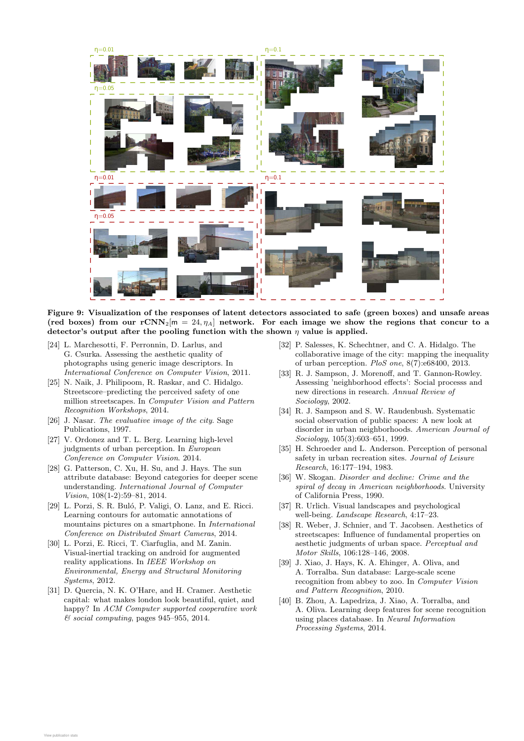η=0.01

η=0.1

η=0.05

η=0.01

η=0.1

η=0.05

**Figure 9: Visualization of the responses of latent detectors associated to safe (green boxes) and unsafe areas (red boxes) from our rCNN$_2$[m $= 24, \eta_A$] network. For each image we show the regions that concur to a detector's output after the pooling function with the shown $\eta$ value is applied.**

[24] L. Marchesotti, F. Perronnin, D. Larlus, and G. Csurka. Assessing the aesthetic quality of photographs using generic image descriptors. In *International Conference on Computer Vision*, 2011.

[25] N. Naik, J. Philipoom, R. Raskar, and C. Hidalgo. Streetscore–predicting the perceived safety of one million streetscapes. In *Computer Vision and Pattern Recognition Workshops*, 2014.

[26] J. Nasar. *The evaluative image of the city*. Sage Publications, 1997.

[27] V. Ordonez and T. L. Berg. Learning high-level judgments of urban perception. In *European Conference on Computer Vision*. 2014.

[28] G. Patterson, C. Xu, H. Su, and J. Hays. The sun attribute database: Beyond categories for deeper scene understanding. *International Journal of Computer Vision*, 108(1-2):59–81, 2014.

[29] L. Porzi, S. R. Buló, P. Valigi, O. Lanz, and E. Ricci. Learning contours for automatic annotations of mountains pictures on a smartphone. In *International Conference on Distributed Smart Cameras*, 2014.

[30] L. Porzi, E. Ricci, T. Ciarfuglia, and M. Zanin. Visual-inertial tracking on android for augmented reality applications. In *IEEE Workshop on Environmental, Energy and Structural Monitoring Systems*, 2012.

[31] D. Quercia, N. K. O'Hare, and H. Cramer. Aesthetic capital: what makes london look beautiful, quiet, and happy? In *ACM Computer supported cooperative work & social computing*, pages 945–955, 2014.

[32] P. Salesses, K. Schechtner, and C. A. Hidalgo. The collaborative image of the city: mapping the inequality of urban perception. *PloS one*, 8(7):e68400, 2013.

[33] R. J. Sampson, J. Morenoff, and T. Gannon-Rowley. Assessing 'neighborhood effects': Social processs and new directions in research. *Annual Review of Sociology*, 2002.

[34] R. J. Sampson and S. W. Raudenbush. Systematic social observation of public spaces: A new look at disorder in urban neighborhoods. *American Journal of Sociology*, 105(3):603–651, 1999.

[35] H. Schroeder and L. Anderson. Perception of personal safety in urban recreation sites. *Journal of Leisure Research*, 16:177–194, 1983.

[36] W. Skogan. *Disorder and decline: Crime and the spiral of decay in American neighborhoods*. University of California Press, 1990.

[37] R. Urlich. Visual landscapes and psychological well-being. *Landscape Research*, 4:17–23.

[38] R. Weber, J. Schnier, and T. Jacobsen. Aesthetics of streetscapes: Influence of fundamental properties on aesthetic judgments of urban space. *Perceptual and Motor Skills*, 106:128–146, 2008.

[39] J. Xiao, J. Hays, K. A. Ehinger, A. Oliva, and A. Torralba. Sun database: Large-scale scene recognition from abbey to zoo. In *Computer Vision and Pattern Recognition*, 2010.

[40] B. Zhou, A. Lapedriza, J. Xiao, A. Torralba, and A. Oliva. Learning deep features for scene recognition using places database. In *Neural Information Processing Systems*, 2014.